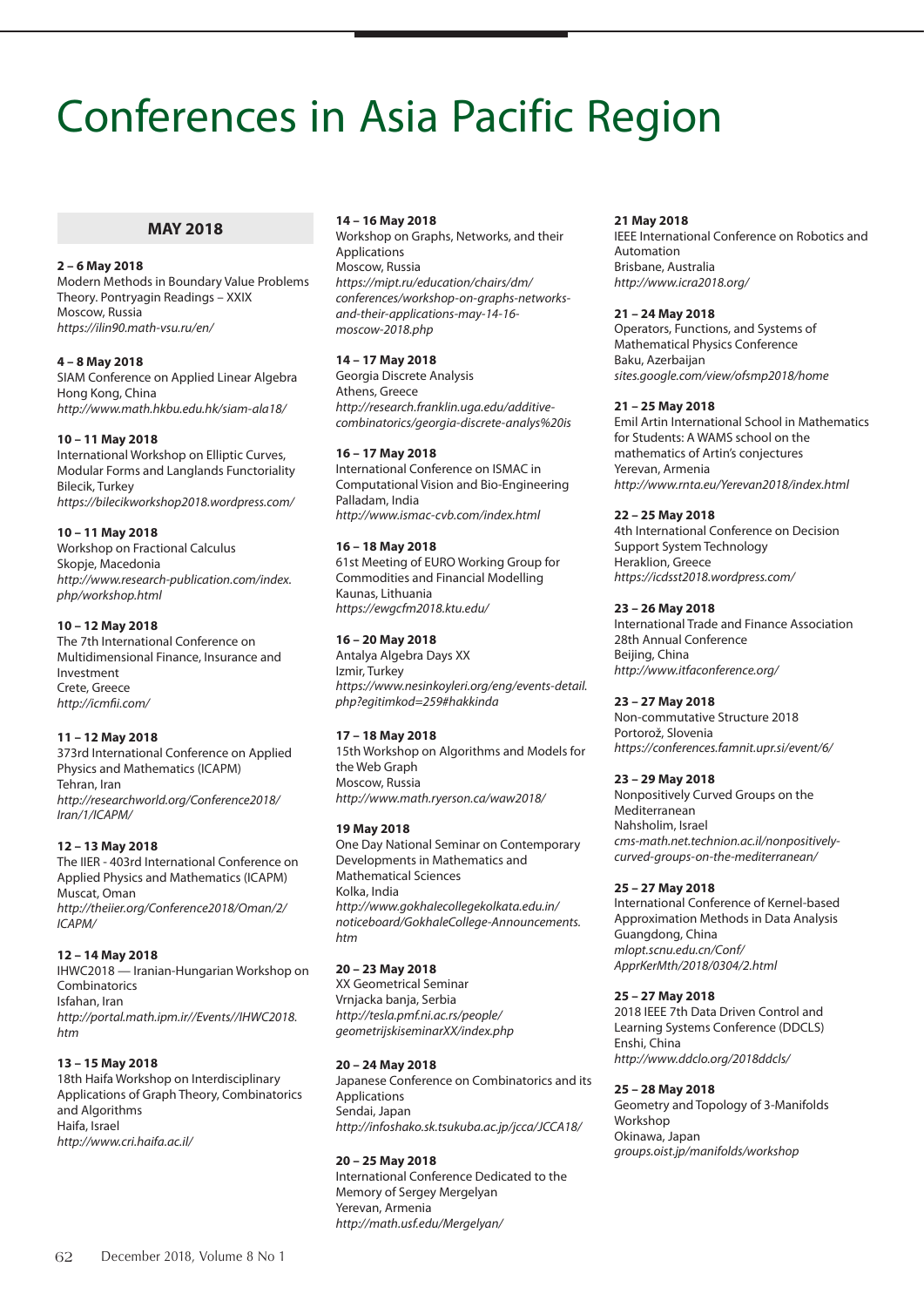# Conferences in Asia Pacific Region

## MAY 2018

**2 – 6 May 2018**
Modern Methods in Boundary Value Problems Theory. Pontryagin Readings – XXIX
Moscow, Russia
*https://ilin90.math-vsu.ru/en/*

**4 – 8 May 2018**
SIAM Conference on Applied Linear Algebra
Hong Kong, China
*http://www.math.hkbu.edu.hk/siam-ala18/*

**10 – 11 May 2018**
International Workshop on Elliptic Curves, Modular Forms and Langlands Functoriality
Bilecik, Turkey
*https://bilecikworkshop2018.wordpress.com/*

**10 – 11 May 2018**
Workshop on Fractional Calculus
Skopje, Macedonia
*http://www.research-publication.com/index.php/workshop.html*

**10 – 12 May 2018**
The 7th International Conference on Multidimensional Finance, Insurance and Investment
Crete, Greece
*http://icmfii.com/*

**11 – 12 May 2018**
373rd International Conference on Applied Physics and Mathematics (ICAPM)
Tehran, Iran
*http://researchworld.org/Conference2018/Iran/1/ICAPM/*

**12 – 13 May 2018**
The IIER - 403rd International Conference on Applied Physics and Mathematics (ICAPM)
Muscat, Oman
*http://theiier.org/Conference2018/Oman/2/ICAPM/*

**12 – 14 May 2018**
IHWC2018 — Iranian-Hungarian Workshop on Combinatorics
Isfahan, Iran
*http://portal.math.ipm.ir//Events//IHWC2018.htm*

**13 – 15 May 2018**
18th Haifa Workshop on Interdisciplinary Applications of Graph Theory, Combinatorics and Algorithms
Haifa, Israel
*http://www.cri.haifa.ac.il/*

**14 – 16 May 2018**
Workshop on Graphs, Networks, and their Applications
Moscow, Russia
*https://mipt.ru/education/chairs/dm/conferences/workshop-on-graphs-networks-and-their-applications-may-14-16-moscow-2018.php*

**14 – 17 May 2018**
Georgia Discrete Analysis
Athens, Greece
*http://research.franklin.uga.edu/additive-combinatorics/georgia-discrete-analys%20is*

**16 – 17 May 2018**
International Conference on ISMAC in Computational Vision and Bio-Engineering
Palladam, India
*http://www.ismac-cvb.com/index.html*

**16 – 18 May 2018**
61st Meeting of EURO Working Group for Commodities and Financial Modelling
Kaunas, Lithuania
*https://ewgcfm2018.ktu.edu/*

**16 – 20 May 2018**
Antalya Algebra Days XX
Izmir, Turkey
*https://www.nesinkoyleri.org/eng/events-detail.php?egitimkod=259#hakkinda*

**17 – 18 May 2018**
15th Workshop on Algorithms and Models for the Web Graph
Moscow, Russia
*http://www.math.ryerson.ca/waw2018/*

**19 May 2018**
One Day National Seminar on Contemporary Developments in Mathematics and Mathematical Sciences
Kolka, India
*http://www.gokhalecollegekolkata.edu.in/noticeboard/GokhaleCollege-Announcements.htm*

**20 – 23 May 2018**
XX Geometrical Seminar
Vrnjacka banja, Serbia
*http://tesla.pmf.ni.ac.rs/people/geometrijskiseminarXX/index.php*

**20 – 24 May 2018**
Japanese Conference on Combinatorics and its Applications
Sendai, Japan
*http://infoshako.sk.tsukuba.ac.jp/jcca/JCCA18/*

**20 – 25 May 2018**
International Conference Dedicated to the Memory of Sergey Mergelyan
Yerevan, Armenia
*http://math.usf.edu/Mergelyan/*

**21 May 2018**
IEEE International Conference on Robotics and Automation
Brisbane, Australia
*http://www.icra2018.org/*

**21 – 24 May 2018**
Operators, Functions, and Systems of Mathematical Physics Conference
Baku, Azerbaijan
*sites.google.com/view/ofsmp2018/home*

**21 – 25 May 2018**
Emil Artin International School in Mathematics for Students: A WAMS school on the mathematics of Artin's conjectures
Yerevan, Armenia
*http://www.rnta.eu/Yerevan2018/index.html*

**22 – 25 May 2018**
4th International Conference on Decision Support System Technology
Heraklion, Greece
*https://icdsst2018.wordpress.com/*

**23 – 26 May 2018**
International Trade and Finance Association 28th Annual Conference
Beijing, China
*http://www.itfaconference.org/*

**23 – 27 May 2018**
Non-commutative Structure 2018
Portorož, Slovenia
*https://conferences.famnit.upr.si/event/6/*

**23 – 29 May 2018**
Nonpositively Curved Groups on the Mediterranean
Nahsholim, Israel
*cms-math.net.technion.ac.il/nonpositively-curved-groups-on-the-mediterranean/*

**25 – 27 May 2018**
International Conference of Kernel-based Approximation Methods in Data Analysis
Guangdong, China
*mlopt.scnu.edu.cn/Conf/ApprKerMth/2018/0304/2.html*

**25 – 27 May 2018**
2018 IEEE 7th Data Driven Control and Learning Systems Conference (DDCLS)
Enshi, China
*http://www.ddclo.org/2018ddcls/*

**25 – 28 May 2018**
Geometry and Topology of 3-Manifolds Workshop
Okinawa, Japan
*groups.oist.jp/manifolds/workshop*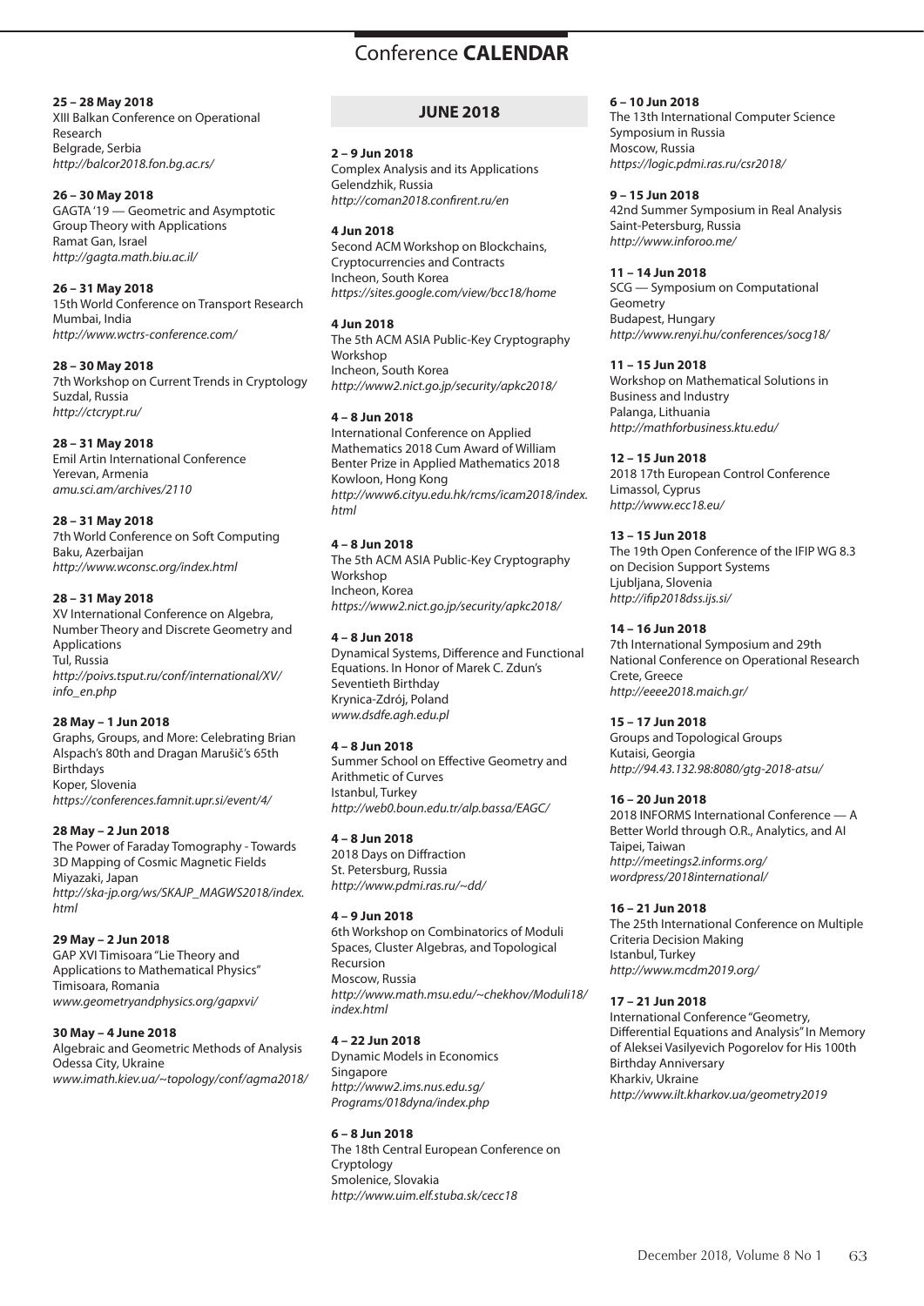# Conference CALENDAR

**25 – 28 May 2018**
XIII Balkan Conference on Operational Research
Belgrade, Serbia
*http://balcor2018.fon.bg.ac.rs/*

**26 – 30 May 2018**
GAGTA '19 — Geometric and Asymptotic Group Theory with Applications
Ramat Gan, Israel
*http://gagta.math.biu.ac.il/*

**26 – 31 May 2018**
15th World Conference on Transport Research
Mumbai, India
*http://www.wctrs-conference.com/*

**28 – 30 May 2018**
7th Workshop on Current Trends in Cryptology
Suzdal, Russia
*http://ctcrypt.ru/*

**28 – 31 May 2018**
Emil Artin International Conference
Yerevan, Armenia
*amu.sci.am/archives/2110*

**28 – 31 May 2018**
7th World Conference on Soft Computing
Baku, Azerbaijan
*http://www.wconsc.org/index.html*

**28 – 31 May 2018**
XV International Conference on Algebra, Number Theory and Discrete Geometry and Applications
Tul, Russia
*http://poivs.tspu.ru/conf/international/XV/info_en.php*

**28 May – 1 Jun 2018**
Graphs, Groups, and More: Celebrating Brian Alspach's 80th and Dragan Marušič's 65th Birthdays
Koper, Slovenia
*https://conferences.famnit.upr.si/event/4/*

**28 May – 2 Jun 2018**
The Power of Faraday Tomography - Towards 3D Mapping of Cosmic Magnetic Fields
Miyazaki, Japan
*http://ska-jp.org/ws/SKAJP_MAGWS2018/index.html*

**29 May – 2 Jun 2018**
GAP XVI Timisoara "Lie Theory and Applications to Mathematical Physics"
Timisoara, Romania
*www.geometryandphysics.org/gapxvi/*

**30 May – 4 June 2018**
Algebraic and Geometric Methods of Analysis
Odessa City, Ukraine
*www.imath.kiev.ua/~topology/conf/agma2018/*

## JUNE 2018

**2 – 9 Jun 2018**
Complex Analysis and its Applications
Gelendzhik, Russia
*http://coman2018.confirent.ru/en*

**4 Jun 2018**
Second ACM Workshop on Blockchains, Cryptocurrencies and Contracts
Incheon, South Korea
*https://sites.google.com/view/bcc18/home*

**4 Jun 2018**
The 5th ACM ASIA Public-Key Cryptography Workshop
Incheon, South Korea
*http://www2.nict.go.jp/security/apkc2018/*

**4 – 8 Jun 2018**
International Conference on Applied Mathematics 2018 Cum Award of William Benter Prize in Applied Mathematics 2018
Kowloon, Hong Kong
*http://www6.cityu.edu.hk/rcms/icam2018/index.html*

**4 – 8 Jun 2018**
The 5th ACM ASIA Public-Key Cryptography Workshop
Incheon, Korea
*https://www2.nict.go.jp/security/apkc2018/*

**4 – 8 Jun 2018**
Dynamical Systems, Difference and Functional Equations. In Honor of Marek C. Zdun's Seventieth Birthday
Krynica-Zdrój, Poland
*www.dsdfe.agh.edu.pl*

**4 – 8 Jun 2018**
Summer School on Effective Geometry and Arithmetic of Curves
Istanbul, Turkey
*http://web0.boun.edu.tr/alp.bassa/EAGC/*

**4 – 8 Jun 2018**
2018 Days on Diffraction
St. Petersburg, Russia
*http://www.pdmi.ras.ru/~dd/*

**4 – 9 Jun 2018**
6th Workshop on Combinatorics of Moduli Spaces, Cluster Algebras, and Topological Recursion
Moscow, Russia
*http://www.math.msu.edu/~chekhov/Moduli18/index.html*

**4 – 22 Jun 2018**
Dynamic Models in Economics
Singapore
*http://www2.ims.nus.edu.sg/Programs/018dyna/index.php*

**6 – 8 Jun 2018**
The 18th Central European Conference on Cryptology
Smolenice, Slovakia
*http://www.uim.elf.stuba.sk/cecc18*

**6 – 10 Jun 2018**
The 13th International Computer Science Symposium in Russia
Moscow, Russia
*https://logic.pdmi.ras.ru/csr2018/*

**9 – 15 Jun 2018**
42nd Summer Symposium in Real Analysis
Saint-Petersburg, Russia
*http://www.inforoo.me/*

**11 – 14 Jun 2018**
SCG — Symposium on Computational Geometry
Budapest, Hungary
*http://www.renyi.hu/conferences/socg18/*

**11 – 15 Jun 2018**
Workshop on Mathematical Solutions in Business and Industry
Palanga, Lithuania
*http://mathforbusiness.ktu.edu/*

**12 – 15 Jun 2018**
2018 17th European Control Conference
Limassol, Cyprus
*http://www.ecc18.eu/*

**13 – 15 Jun 2018**
The 19th Open Conference of the IFIP WG 8.3 on Decision Support Systems
Ljubljana, Slovenia
*http://ifip2018dss.ijs.si/*

**14 – 16 Jun 2018**
7th International Symposium and 29th National Conference on Operational Research
Crete, Greece
*http://eeee2018.maich.gr/*

**15 – 17 Jun 2018**
Groups and Topological Groups
Kutaisi, Georgia
*http://94.43.132.98:8080/gtg-2018-atsu/*

**16 – 20 Jun 2018**
2018 INFORMS International Conference — A Better World through O.R., Analytics, and AI
Taipei, Taiwan
*http://meetings2.informs.org/wordpress/2018international/*

**16 – 21 Jun 2018**
The 25th International Conference on Multiple Criteria Decision Making
Istanbul, Turkey
*http://www.mcdm2019.org/*

**17 – 21 Jun 2018**
International Conference "Geometry, Differential Equations and Analysis" In Memory of Aleksei Vasilyevich Pogorelov for His 100th Birthday Anniversary
Kharkiv, Ukraine
*http://www.ilt.kharkov.ua/geometry2019*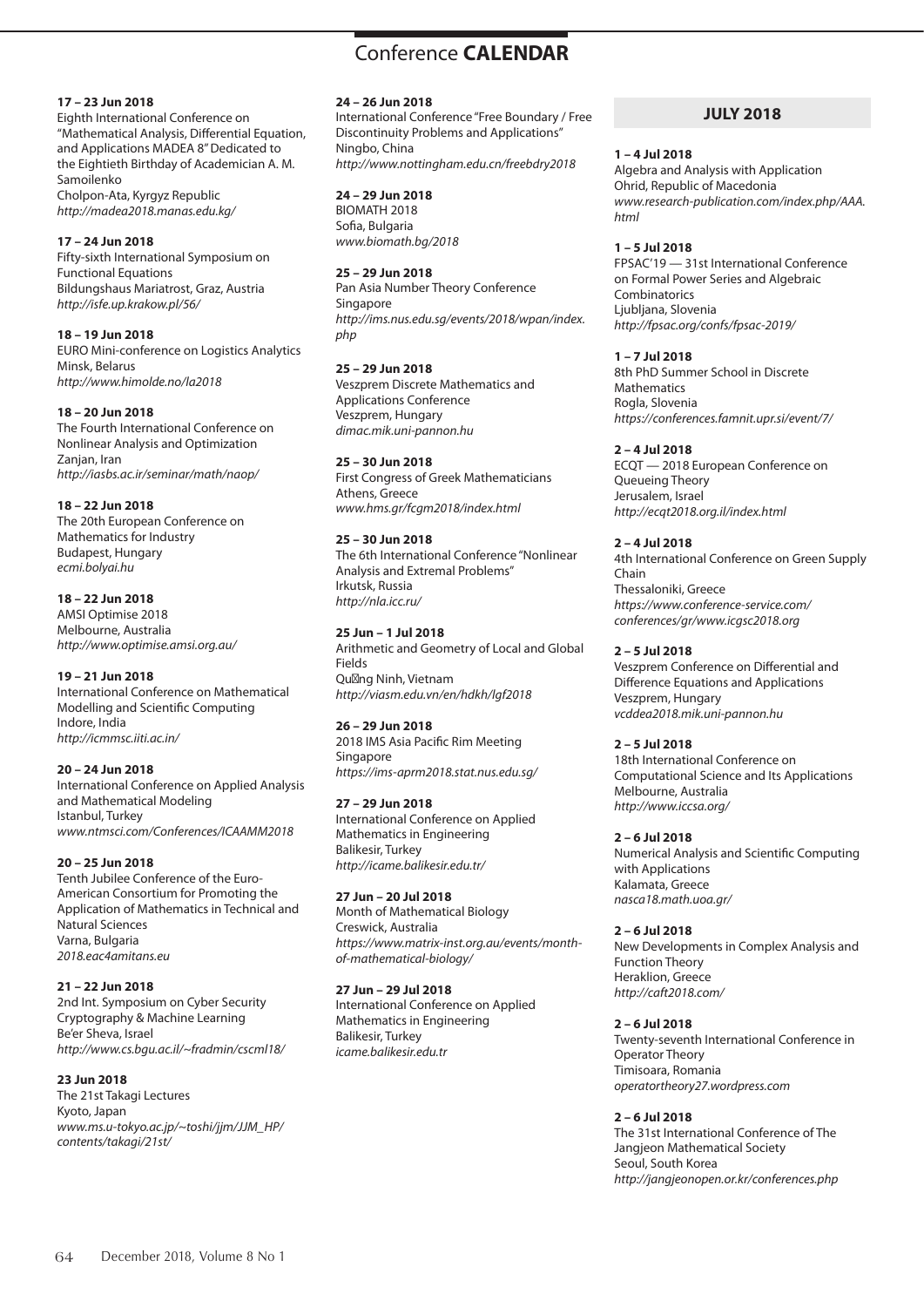# Conference **CALENDAR**

**17 – 23 Jun 2018**
Eighth International Conference on "Mathematical Analysis, Differential Equation, and Applications MADEA 8" Dedicated to the Eightieth Birthday of Academician A. M. Samoilenko
Cholpon-Ata, Kyrgyz Republic
*http://madea2018.manas.edu.kg/*

**17 – 24 Jun 2018**
Fifty-sixth International Symposium on Functional Equations
Bildungshaus Mariatrost, Graz, Austria
*http://isfe.up.krakow.pl/56/*

**18 – 19 Jun 2018**
EURO Mini-conference on Logistics Analytics
Minsk, Belarus
*http://www.himolde.no/la2018*

**18 – 20 Jun 2018**
The Fourth International Conference on Nonlinear Analysis and Optimization
Zanjan, Iran
*http://iasbs.ac.ir/seminar/math/naop/*

**18 – 22 Jun 2018**
The 20th European Conference on Mathematics for Industry
Budapest, Hungary
*ecmi.bolyai.hu*

**18 – 22 Jun 2018**
AMSI Optimise 2018
Melbourne, Australia
*http://www.optimise.amsi.org.au/*

**19 – 21 Jun 2018**
International Conference on Mathematical Modelling and Scientific Computing
Indore, India
*http://icmmsc.iiti.ac.in/*

**20 – 24 Jun 2018**
International Conference on Applied Analysis and Mathematical Modeling
Istanbul, Turkey
*www.ntmsci.com/Conferences/ICAAMM2018*

**20 – 25 Jun 2018**
Tenth Jubilee Conference of the Euro-American Consortium for Promoting the Application of Mathematics in Technical and Natural Sciences
Varna, Bulgaria
*2018.eac4amitans.eu*

**21 – 22 Jun 2018**
2nd Int. Symposium on Cyber Security Cryptography & Machine Learning
Be'er Sheva, Israel
*http://www.cs.bgu.ac.il/~fradmin/cscml18/*

**23 Jun 2018**
The 21st Takagi Lectures
Kyoto, Japan
*www.ms.u-tokyo.ac.jp/~toshi/jjm/JJM_HP/contents/takagi/21st/*

**24 – 26 Jun 2018**
International Conference "Free Boundary / Free Discontinuity Problems and Applications"
Ningbo, China
*http://www.nottingham.edu.cn/freebdry2018*

**24 – 29 Jun 2018**
BIOMATH 2018
Sofia, Bulgaria
*www.biomath.bg/2018*

**25 – 29 Jun 2018**
Pan Asia Number Theory Conference
Singapore
*http://ims.nus.edu.sg/events/2018/wpan/index.php*

**25 – 29 Jun 2018**
Veszprem Discrete Mathematics and Applications Conference
Veszprem, Hungary
*dimac.mik.uni-pannon.hu*

**25 – 30 Jun 2018**
First Congress of Greek Mathematicians
Athens, Greece
*www.hms.gr/fcgm2018/index.html*

**25 – 30 Jun 2018**
The 6th International Conference "Nonlinear Analysis and Extremal Problems"
Irkutsk, Russia
*http://nla.icc.ru/*

**25 Jun – 1 Jul 2018**
Arithmetic and Geometry of Local and Global Fields
Quảng Ninh, Vietnam
*http://viasm.edu.vn/en/hdkh/lgf2018*

**26 – 29 Jun 2018**
2018 IMS Asia Pacific Rim Meeting
Singapore
*https://ims-aprm2018.stat.nus.edu.sg/*

**27 – 29 Jun 2018**
International Conference on Applied Mathematics in Engineering
Balikesir, Turkey
*http://icame.balikesir.edu.tr/*

**27 Jun – 20 Jul 2018**
Month of Mathematical Biology
Creswick, Australia
*https://www.matrix-inst.org.au/events/month-of-mathematical-biology/*

**27 Jun – 29 Jul 2018**
International Conference on Applied Mathematics in Engineering
Balikesir, Turkey
*icame.balikesir.edu.tr*

## JULY 2018

**1 – 4 Jul 2018**
Algebra and Analysis with Application
Ohrid, Republic of Macedonia
*www.research-publication.com/index.php/AAA.html*

**1 – 5 Jul 2018**
FPSAC'19 — 31st International Conference on Formal Power Series and Algebraic Combinatorics
Ljubljana, Slovenia
*http://fpsac.org/confs/fpsac-2019/*

**1 – 7 Jul 2018**
8th PhD Summer School in Discrete Mathematics
Rogla, Slovenia
*https://conferences.famnit.upr.si/event/7/*

**2 – 4 Jul 2018**
ECQT — 2018 European Conference on Queueing Theory
Jerusalem, Israel
*http://ecqt2018.org.il/index.html*

**2 – 4 Jul 2018**
4th International Conference on Green Supply Chain
Thessaloniki, Greece
*https://www.conference-service.com/conferences/gr/www.icgsc2018.org*

**2 – 5 Jul 2018**
Veszprem Conference on Differential and Difference Equations and Applications
Veszprem, Hungary
*vcddea2018.mik.uni-pannon.hu*

**2 – 5 Jul 2018**
18th International Conference on Computational Science and Its Applications
Melbourne, Australia
*http://www.iccsa.org/*

**2 – 6 Jul 2018**
Numerical Analysis and Scientific Computing with Applications
Kalamata, Greece
*nasca18.math.uoa.gr/*

**2 – 6 Jul 2018**
New Developments in Complex Analysis and Function Theory
Heraklion, Greece
*http://caft2018.com/*

**2 – 6 Jul 2018**
Twenty-seventh International Conference in Operator Theory
Timisoara, Romania
*operatortheory27.wordpress.com*

**2 – 6 Jul 2018**
The 31st International Conference of The Jangjeon Mathematical Society
Seoul, South Korea
*http://jangjeonopen.or.kr/conferences.php*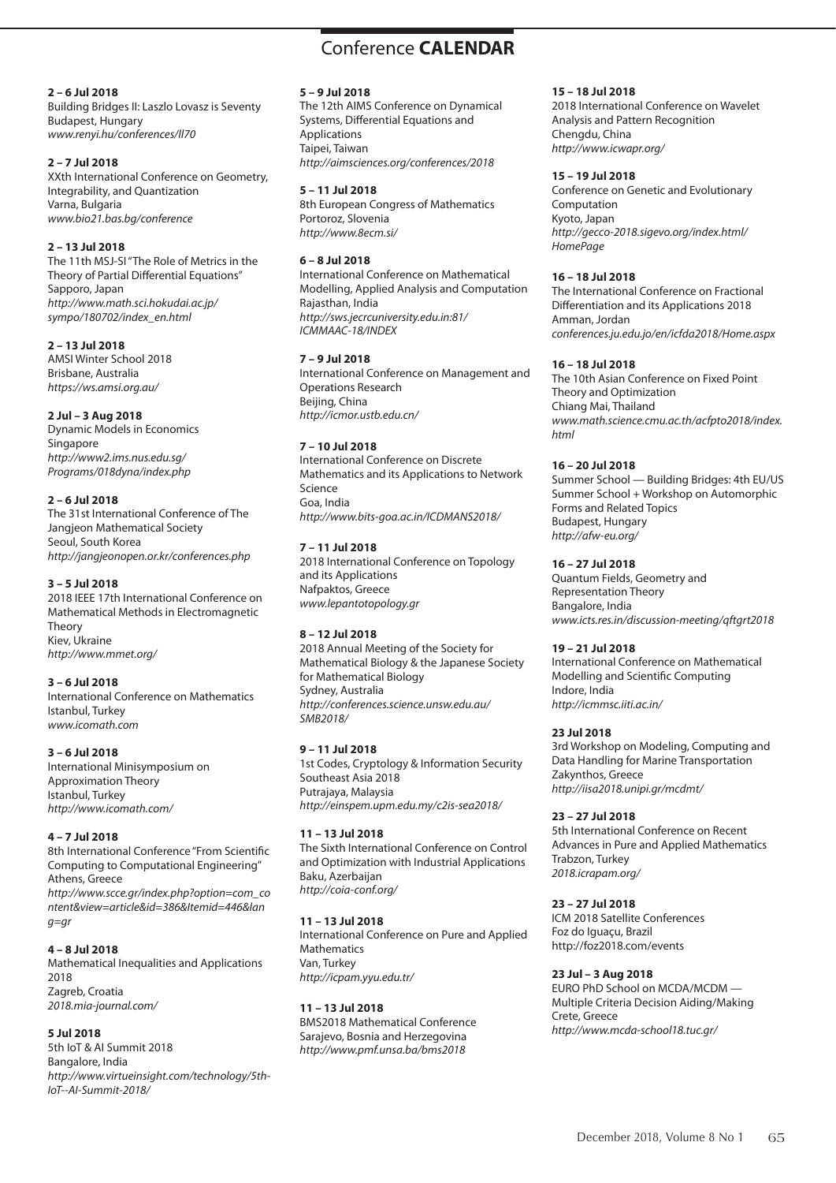# Conference **CALENDAR**

**2 – 6 Jul 2018**
Building Bridges II: Laszlo Lovasz is Seventy
Budapest, Hungary
*www.renyi.hu/conferences/ll70*

**2 – 7 Jul 2018**
XXth International Conference on Geometry, Integrability, and Quantization
Varna, Bulgaria
*www.bio21.bas.bg/conference*

**2 – 13 Jul 2018**
The 11th MSJ-SI "The Role of Metrics in the Theory of Partial Differential Equations"
Sapporo, Japan
*http://www.math.sci.hokudai.ac.jp/sympo/180702/index_en.html*

**2 – 13 Jul 2018**
AMSI Winter School 2018
Brisbane, Australia
*https://ws.amsi.org.au/*

**2 Jul – 3 Aug 2018**
Dynamic Models in Economics
Singapore
*http://www2.ims.nus.edu.sg/Programs/018dyna/index.php*

**2 – 6 Jul 2018**
The 31st International Conference of The Jangjeon Mathematical Society
Seoul, South Korea
*http://jangjeonopen.or.kr/conferences.php*

**3 – 5 Jul 2018**
2018 IEEE 17th International Conference on Mathematical Methods in Electromagnetic Theory
Kiev, Ukraine
*http://www.mmet.org/*

**3 – 6 Jul 2018**
International Conference on Mathematics
Istanbul, Turkey
*www.icomath.com*

**3 – 6 Jul 2018**
International Minisymposium on Approximation Theory
Istanbul, Turkey
*http://www.icomath.com/*

**4 – 7 Jul 2018**
8th International Conference "From Scientific Computing to Computational Engineering"
Athens, Greece
*http://www.scce.gr/index.php?option=com_content&view=article&id=386&Itemid=446&lang=gr*

**4 – 8 Jul 2018**
Mathematical Inequalities and Applications 2018
Zagreb, Croatia
*2018.mia-journal.com/*

**5 Jul 2018**
5th IoT & AI Summit 2018
Bangalore, India
*http://www.virtueinsight.com/technology/5th-IoT--AI-Summit-2018/*

**5 – 9 Jul 2018**
The 12th AIMS Conference on Dynamical Systems, Differential Equations and Applications
Taipei, Taiwan
*http://aimsciences.org/conferences/2018*

**5 – 11 Jul 2018**
8th European Congress of Mathematics
Portoroz, Slovenia
*http://www.8ecm.si/*

**6 – 8 Jul 2018**
International Conference on Mathematical Modelling, Applied Analysis and Computation
Rajasthan, India
*http://sws.jecrcuniversity.edu.in:81/ICMMAAC-18/INDEX*

**7 – 9 Jul 2018**
International Conference on Management and Operations Research
Beijing, China
*http://icmor.ustb.edu.cn/*

**7 – 10 Jul 2018**
International Conference on Discrete Mathematics and its Applications to Network Science
Goa, India
*http://www.bits-goa.ac.in/ICDMANS2018/*

**7 – 11 Jul 2018**
2018 International Conference on Topology and its Applications
Nafpaktos, Greece
*www.lepantotopology.gr*

**8 – 12 Jul 2018**
2018 Annual Meeting of the Society for Mathematical Biology & the Japanese Society for Mathematical Biology
Sydney, Australia
*http://conferences.science.unsw.edu.au/SMB2018/*

**9 – 11 Jul 2018**
1st Codes, Cryptology & Information Security Southeast Asia 2018
Putrajaya, Malaysia
*http://einspem.upm.edu.my/c2is-sea2018/*

**11 – 13 Jul 2018**
The Sixth International Conference on Control and Optimization with Industrial Applications
Baku, Azerbaijan
*http://coia-conf.org/*

**11 – 13 Jul 2018**
International Conference on Pure and Applied Mathematics
Van, Turkey
*http://icpam.yyu.edu.tr/*

**11 – 13 Jul 2018**
BMS2018 Mathematical Conference
Sarajevo, Bosnia and Herzegovina
*http://www.pmf.unsa.ba/bms2018*

**15 – 18 Jul 2018**
2018 International Conference on Wavelet Analysis and Pattern Recognition
Chengdu, China
*http://www.icwapr.org/*

**15 – 19 Jul 2018**
Conference on Genetic and Evolutionary Computation
Kyoto, Japan
*http://gecco-2018.sigevo.org/index.html/HomePage*

**16 – 18 Jul 2018**
The International Conference on Fractional Differentiation and its Applications 2018
Amman, Jordan
*conferences.ju.edu.jo/en/icfda2018/Home.aspx*

**16 – 18 Jul 2018**
The 10th Asian Conference on Fixed Point Theory and Optimization
Chiang Mai, Thailand
*www.math.science.cmu.ac.th/acfpto2018/index.html*

**16 – 20 Jul 2018**
Summer School — Building Bridges: 4th EU/US Summer School + Workshop on Automorphic Forms and Related Topics
Budapest, Hungary
*http://afw-eu.org/*

**16 – 27 Jul 2018**
Quantum Fields, Geometry and Representation Theory
Bangalore, India
*www.icts.res.in/discussion-meeting/qftgrt2018*

**19 – 21 Jul 2018**
International Conference on Mathematical Modelling and Scientific Computing
Indore, India
*http://icmmsc.iiti.ac.in/*

**23 Jul 2018**
3rd Workshop on Modeling, Computing and Data Handling for Marine Transportation
Zakynthos, Greece
*http://iisa2018.unipi.gr/mcdmt/*

**23 – 27 Jul 2018**
5th International Conference on Recent Advances in Pure and Applied Mathematics
Trabzon, Turkey
*2018.icrapam.org/*

**23 – 27 Jul 2018**
ICM 2018 Satellite Conferences
Foz do Iguaçu, Brazil
http://foz2018.com/events

**23 Jul – 3 Aug 2018**
EURO PhD School on MCDA/MCDM — Multiple Criteria Decision Aiding/Making
Crete, Greece
*http://www.mcda-school18.tuc.gr/*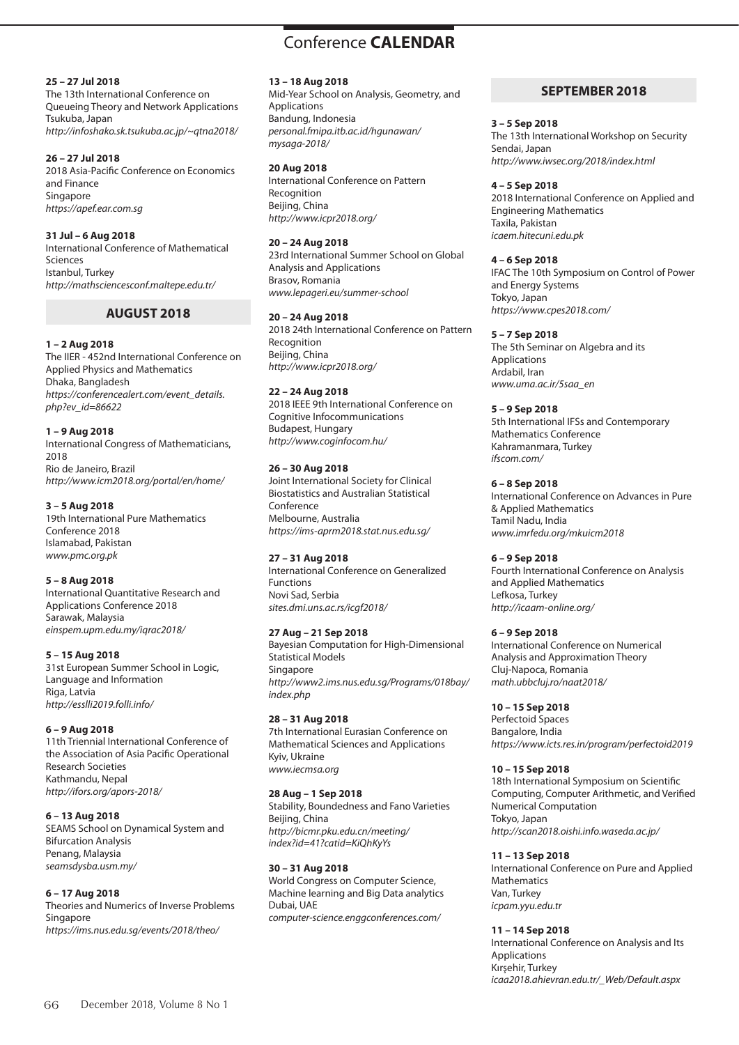# Conference **CALENDAR**

**25 – 27 Jul 2018**
The 13th International Conference on Queueing Theory and Network Applications
Tsukuba, Japan
*http://infoshako.sk.tsukuba.ac.jp/~qtna2018/*

**26 – 27 Jul 2018**
2018 Asia-Pacific Conference on Economics and Finance
Singapore
*https://apef.ear.com.sg*

**31 Jul – 6 Aug 2018**
International Conference of Mathematical Sciences
Istanbul, Turkey
*http://mathsciencesconf.maltepe.edu.tr/*

## AUGUST 2018

**1 – 2 Aug 2018**
The IIER - 452nd International Conference on Applied Physics and Mathematics
Dhaka, Bangladesh
*https://conferencealert.com/event_details.php?ev_id=86622*

**1 – 9 Aug 2018**
International Congress of Mathematicians, 2018
Rio de Janeiro, Brazil
*http://www.icm2018.org/portal/en/home/*

**3 – 5 Aug 2018**
19th International Pure Mathematics Conference 2018
Islamabad, Pakistan
*www.pmc.org.pk*

**5 – 8 Aug 2018**
International Quantitative Research and Applications Conference 2018
Sarawak, Malaysia
*einspem.upm.edu.my/iqrac2018/*

**5 – 15 Aug 2018**
31st European Summer School in Logic, Language and Information
Riga, Latvia
*http://esslli2019.folli.info/*

**6 – 9 Aug 2018**
11th Triennial International Conference of the Association of Asia Pacific Operational Research Societies
Kathmandu, Nepal
*http://ifors.org/apors-2018/*

**6 – 13 Aug 2018**
SEAMS School on Dynamical System and Bifurcation Analysis
Penang, Malaysia
*seamsdysba.usm.my/*

**6 – 17 Aug 2018**
Theories and Numerics of Inverse Problems
Singapore
*https://ims.nus.edu.sg/events/2018/theo/*

**13 – 18 Aug 2018**
Mid-Year School on Analysis, Geometry, and Applications
Bandung, Indonesia
*personal.fmipa.itb.ac.id/hgunawan/mysaga-2018/*

**20 Aug 2018**
International Conference on Pattern Recognition
Beijing, China
*http://www.icpr2018.org/*

**20 – 24 Aug 2018**
23rd International Summer School on Global Analysis and Applications
Brasov, Romania
*www.lepageri.eu/summer-school*

**20 – 24 Aug 2018**
2018 24th International Conference on Pattern Recognition
Beijing, China
*http://www.icpr2018.org/*

**22 – 24 Aug 2018**
2018 IEEE 9th International Conference on Cognitive Infocommunications
Budapest, Hungary
*http://www.coginfocom.hu/*

**26 – 30 Aug 2018**
Joint International Society for Clinical Biostatistics and Australian Statistical Conference
Melbourne, Australia
*https://ims-aprm2018.stat.nus.edu.sg/*

**27 – 31 Aug 2018**
International Conference on Generalized Functions
Novi Sad, Serbia
*sites.dmi.uns.ac.rs/icgf2018/*

**27 Aug – 21 Sep 2018**
Bayesian Computation for High-Dimensional Statistical Models
Singapore
*http://www2.ims.nus.edu.sg/Programs/018bay/index.php*

**28 – 31 Aug 2018**
7th International Eurasian Conference on Mathematical Sciences and Applications
Kyiv, Ukraine
*www.iecmsa.org*

**28 Aug – 1 Sep 2018**
Stability, Boundedness and Fano Varieties
Beijing, China
*http://bicmr.pku.edu.cn/meeting/index?id=41?catid=KiQhKyYs*

**30 – 31 Aug 2018**
World Congress on Computer Science, Machine learning and Big Data analytics
Dubai, UAE
*computer-science.enggconferences.com/*

## SEPTEMBER 2018

**3 – 5 Sep 2018**
The 13th International Workshop on Security
Sendai, Japan
*http://www.iwsec.org/2018/index.html*

**4 – 5 Sep 2018**
2018 International Conference on Applied and Engineering Mathematics
Taxila, Pakistan
*icaem.hitecuni.edu.pk*

**4 – 6 Sep 2018**
IFAC The 10th Symposium on Control of Power and Energy Systems
Tokyo, Japan
*https://www.cpes2018.com/*

**5 – 7 Sep 2018**
The 5th Seminar on Algebra and its Applications
Ardabil, Iran
*www.uma.ac.ir/5saa_en*

**5 – 9 Sep 2018**
5th International IFSs and Contemporary Mathematics Conference
Kahramanmara, Turkey
*ifscom.com/*

**6 – 8 Sep 2018**
International Conference on Advances in Pure & Applied Mathematics
Tamil Nadu, India
*www.imrfedu.org/mkuicm2018*

**6 – 9 Sep 2018**
Fourth International Conference on Analysis and Applied Mathematics
Lefkosa, Turkey
*http://icaam-online.org/*

**6 – 9 Sep 2018**
International Conference on Numerical Analysis and Approximation Theory
Cluj-Napoca, Romania
*math.ubbcluj.ro/naat2018/*

**10 – 15 Sep 2018**
Perfectoid Spaces
Bangalore, India
*https://www.icts.res.in/program/perfectoid2019*

**10 – 15 Sep 2018**
18th International Symposium on Scientific Computing, Computer Arithmetic, and Verified Numerical Computation
Tokyo, Japan
*http://scan2018.oishi.info.waseda.ac.jp/*

**11 – 13 Sep 2018**
International Conference on Pure and Applied Mathematics
Van, Turkey
*icpam.yyu.edu.tr*

**11 – 14 Sep 2018**
International Conference on Analysis and Its Applications
Kırşehir, Turkey
*icaa2018.ahievran.edu.tr/_Web/Default.aspx*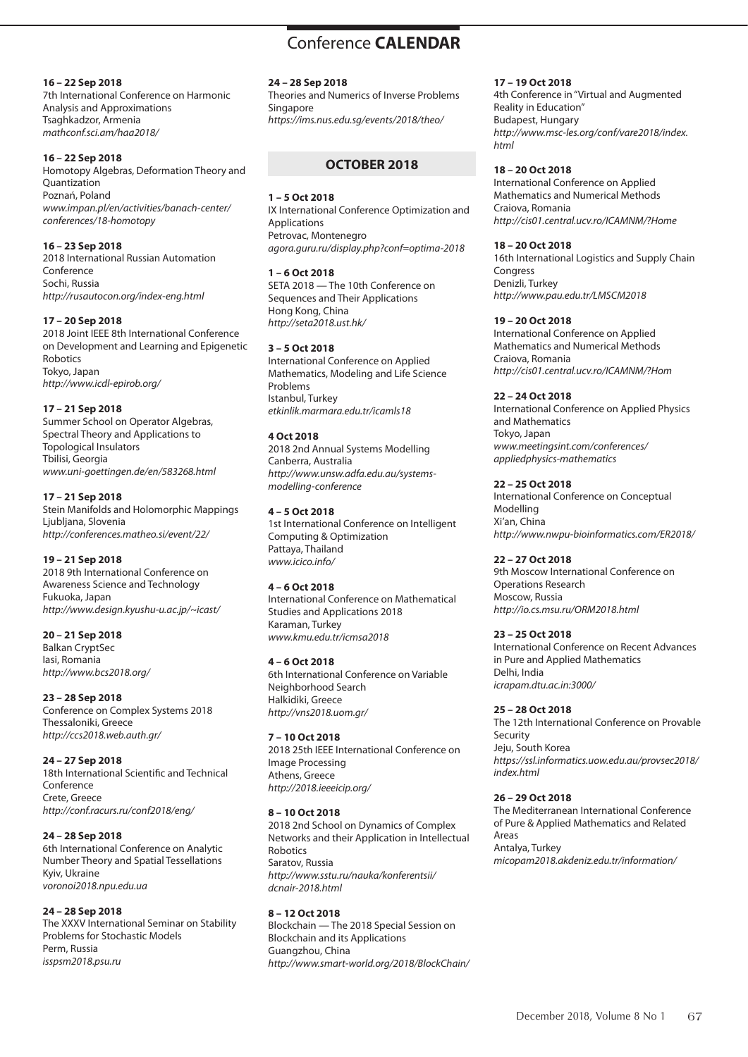# Conference **CALENDAR**

**16 – 22 Sep 2018**
7th International Conference on Harmonic Analysis and Approximations
Tsaghkadzor, Armenia
*mathconf.sci.am/haa2018/*

**16 – 22 Sep 2018**
Homotopy Algebras, Deformation Theory and Quantization
Poznań, Poland
*www.impan.pl/en/activities/banach-center/conferences/18-homotopy*

**16 – 23 Sep 2018**
2018 International Russian Automation Conference
Sochi, Russia
*http://rusautocon.org/index-eng.html*

**17 – 20 Sep 2018**
2018 Joint IEEE 8th International Conference on Development and Learning and Epigenetic Robotics
Tokyo, Japan
*http://www.icdl-epirob.org/*

**17 – 21 Sep 2018**
Summer School on Operator Algebras, Spectral Theory and Applications to Topological Insulators
Tbilisi, Georgia
*www.uni-goettingen.de/en/583268.html*

**17 – 21 Sep 2018**
Stein Manifolds and Holomorphic Mappings
Ljubljana, Slovenia
*http://conferences.matheo.si/event/22/*

**19 – 21 Sep 2018**
2018 9th International Conference on Awareness Science and Technology
Fukuoka, Japan
*http://www.design.kyushu-u.ac.jp/~icast/*

**20 – 21 Sep 2018**
Balkan CryptSec
Iasi, Romania
*http://www.bcs2018.org/*

**23 – 28 Sep 2018**
Conference on Complex Systems 2018
Thessaloniki, Greece
*http://ccs2018.web.auth.gr/*

**24 – 27 Sep 2018**
18th International Scientific and Technical Conference
Crete, Greece
*http://conf.racurs.ru/conf2018/eng/*

**24 – 28 Sep 2018**
6th International Conference on Analytic Number Theory and Spatial Tessellations
Kyiv, Ukraine
*voronoi2018.npu.edu.ua*

**24 – 28 Sep 2018**
The XXXV International Seminar on Stability Problems for Stochastic Models
Perm, Russia
*isspsm2018.psu.ru*

**24 – 28 Sep 2018**
Theories and Numerics of Inverse Problems
Singapore
*https://ims.nus.edu.sg/events/2018/theo/*

## OCTOBER 2018

**1 – 5 Oct 2018**
IX International Conference Optimization and Applications
Petrovac, Montenegro
*agora.guru.ru/display.php?conf=optima-2018*

**1 – 6 Oct 2018**
SETA 2018 — The 10th Conference on Sequences and Their Applications
Hong Kong, China
*http://seta2018.ust.hk/*

**3 – 5 Oct 2018**
International Conference on Applied Mathematics, Modeling and Life Science Problems
Istanbul, Turkey
*etkinlik.marmara.edu.tr/icamls18*

**4 Oct 2018**
2018 2nd Annual Systems Modelling
Canberra, Australia
*http://www.unsw.adfa.edu.au/systems-modelling-conference*

**4 – 5 Oct 2018**
1st International Conference on Intelligent Computing & Optimization
Pattaya, Thailand
*www.icico.info/*

**4 – 6 Oct 2018**
International Conference on Mathematical Studies and Applications 2018
Karaman, Turkey
*www.kmu.edu.tr/icmsa2018*

**4 – 6 Oct 2018**
6th International Conference on Variable Neighborhood Search
Halkidiki, Greece
*http://vns2018.uom.gr/*

**7 – 10 Oct 2018**
2018 25th IEEE International Conference on Image Processing
Athens, Greece
*http://2018.ieeeicip.org/*

**8 – 10 Oct 2018**
2018 2nd School on Dynamics of Complex Networks and their Application in Intellectual Robotics
Saratov, Russia
*http://www.sstu.ru/nauka/konferentsii/dcnair-2018.html*

**8 – 12 Oct 2018**
Blockchain — The 2018 Special Session on Blockchain and its Applications
Guangzhou, China
*http://www.smart-world.org/2018/BlockChain/*

**17 – 19 Oct 2018**
4th Conference in "Virtual and Augmented Reality in Education"
Budapest, Hungary
*http://www.msc-les.org/conf/vare2018/index.html*

**18 – 20 Oct 2018**
International Conference on Applied Mathematics and Numerical Methods
Craiova, Romania
*http://cis01.central.ucv.ro/ICAMNM/?Home*

**18 – 20 Oct 2018**
16th International Logistics and Supply Chain Congress
Denizli, Turkey
*http://www.pau.edu.tr/LMSCM2018*

**19 – 20 Oct 2018**
International Conference on Applied Mathematics and Numerical Methods
Craiova, Romania
*http://cis01.central.ucv.ro/ICAMNM/?Hom*

**22 – 24 Oct 2018**
International Conference on Applied Physics and Mathematics
Tokyo, Japan
*www.meetingsint.com/conferences/appliedphysics-mathematics*

**22 – 25 Oct 2018**
International Conference on Conceptual Modelling
Xi'an, China
*http://www.nwpu-bioinformatics.com/ER2018/*

**22 – 27 Oct 2018**
9th Moscow International Conference on Operations Research
Moscow, Russia
*http://io.cs.msu.ru/ORM2018.html*

**23 – 25 Oct 2018**
International Conference on Recent Advances in Pure and Applied Mathematics
Delhi, India
*icrapam.dtu.ac.in:3000/*

**25 – 28 Oct 2018**
The 12th International Conference on Provable Security
Jeju, South Korea
*https://ssl.informatics.uow.edu.au/provsec2018/index.html*

**26 – 29 Oct 2018**
The Mediterranean International Conference of Pure & Applied Mathematics and Related Areas
Antalya, Turkey
*micopam2018.akdeniz.edu.tr/information/*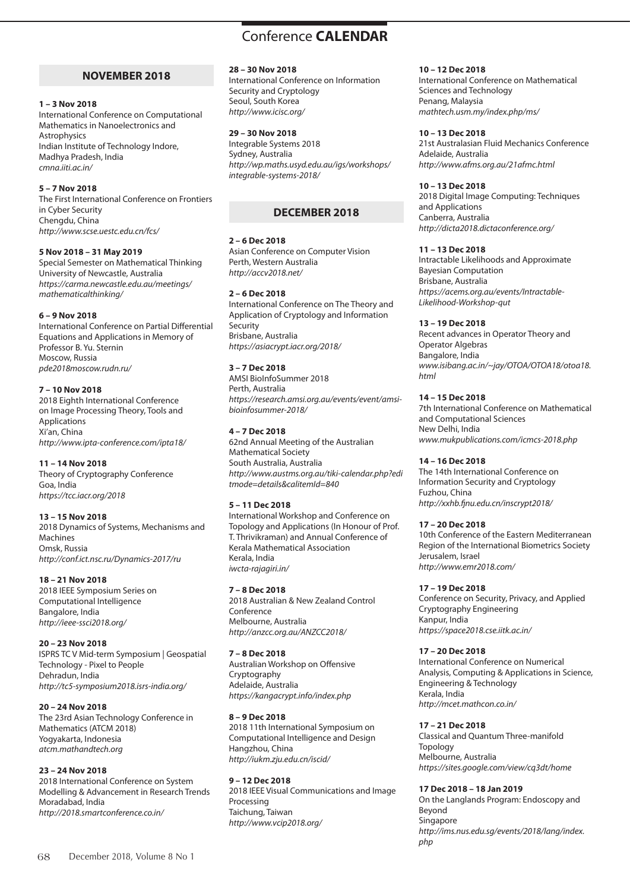# Conference CALENDAR

## NOVEMBER 2018

**1 – 3 Nov 2018**
International Conference on Computational Mathematics in Nanoelectronics and Astrophysics
Indian Institute of Technology Indore, Madhya Pradesh, India
*cmna.iiti.ac.in/*

**5 – 7 Nov 2018**
The First International Conference on Frontiers in Cyber Security
Chengdu, China
*http://www.scse.uestc.edu.cn/fcs/*

**5 Nov 2018 – 31 May 2019**
Special Semester on Mathematical Thinking
University of Newcastle, Australia
*https://carma.newcastle.edu.au/meetings/mathematicalthinking/*

**6 – 9 Nov 2018**
International Conference on Partial Differential Equations and Applications in Memory of Professor B. Yu. Sternin
Moscow, Russia
*pde2018moscow.rudn.ru/*

**7 – 10 Nov 2018**
2018 Eighth International Conference on Image Processing Theory, Tools and Applications
Xi'an, China
*http://www.ipta-conference.com/ipta18/*

**11 – 14 Nov 2018**
Theory of Cryptography Conference
Goa, India
*https://tcc.iacr.org/2018*

**13 – 15 Nov 2018**
2018 Dynamics of Systems, Mechanisms and Machines
Omsk, Russia
*http://conf.ict.nsc.ru/Dynamics-2017/ru*

**18 – 21 Nov 2018**
2018 IEEE Symposium Series on Computational Intelligence
Bangalore, India
*http://ieee-ssci2018.org/*

**20 – 23 Nov 2018**
ISPRS TC V Mid-term Symposium | Geospatial Technology - Pixel to People
Dehradun, India
*http://tc5-symposium2018.isrs-india.org/*

**20 – 24 Nov 2018**
The 23rd Asian Technology Conference in Mathematics (ATCM 2018)
Yogyakarta, Indonesia
*atcm.mathandtech.org*

**23 – 24 Nov 2018**
2018 International Conference on System Modelling & Advancement in Research Trends
Moradabad, India
*http://2018.smartconference.co.in/*

**28 – 30 Nov 2018**
International Conference on Information Security and Cryptology
Seoul, South Korea
*http://www.icisc.org/*

**29 – 30 Nov 2018**
Integrable Systems 2018
Sydney, Australia
*http://wp.maths.usyd.edu.au/igs/workshops/integrable-systems-2018/*

## DECEMBER 2018

**2 – 6 Dec 2018**
Asian Conference on Computer Vision
Perth, Western Australia
*http://accv2018.net/*

**2 – 6 Dec 2018**
International Conference on The Theory and Application of Cryptology and Information Security
Brisbane, Australia
*https://asiacrypt.iacr.org/2018/*

**3 – 7 Dec 2018**
AMSI BioInfoSummer 2018
Perth, Australia
*https://research.amsi.org.au/events/event/amsi-bioinfosummer-2018/*

**4 – 7 Dec 2018**
62nd Annual Meeting of the Australian Mathematical Society
South Australia, Australia
*http://www.austms.org.au/tiki-calendar.php?editmode=details&calitemId=840*

**5 – 11 Dec 2018**
International Workshop and Conference on Topology and Applications (In Honour of Prof. T. Thrivikraman) and Annual Conference of Kerala Mathematical Association
Kerala, India
*iwcta-rajagiri.in/*

**7 – 8 Dec 2018**
2018 Australian & New Zealand Control Conference
Melbourne, Australia
*http://anzcc.org.au/ANZCC2018/*

**7 – 8 Dec 2018**
Australian Workshop on Offensive Cryptography
Adelaide, Australia
*https://kangacrypt.info/index.php*

**8 – 9 Dec 2018**
2018 11th International Symposium on Computational Intelligence and Design
Hangzhou, China
*http://iukm.zju.edu.cn/iscid/*

**9 – 12 Dec 2018**
2018 IEEE Visual Communications and Image Processing
Taichung, Taiwan
*http://www.vcip2018.org/*

**10 – 12 Dec 2018**
International Conference on Mathematical Sciences and Technology
Penang, Malaysia
*mathtech.usm.my/index.php/ms/*

**10 – 13 Dec 2018**
21st Australasian Fluid Mechanics Conference
Adelaide, Australia
*http://www.afms.org.au/21afmc.html*

**10 – 13 Dec 2018**
2018 Digital Image Computing: Techniques and Applications
Canberra, Australia
*http://dicta2018.dictaconference.org/*

**11 – 13 Dec 2018**
Intractable Likelihoods and Approximate Bayesian Computation
Brisbane, Australia
*https://acems.org.au/events/Intractable-Likelihood-Workshop-qut*

**13 – 19 Dec 2018**
Recent advances in Operator Theory and Operator Algebras
Bangalore, India
*www.isibang.ac.in/~jay/OTOA/OTOA18/otoa18.html*

**14 – 15 Dec 2018**
7th International Conference on Mathematical and Computational Sciences
New Delhi, India
*www.mukpublications.com/icmcs-2018.php*

**14 – 16 Dec 2018**
The 14th International Conference on Information Security and Cryptology
Fuzhou, China
*http://xxhb.fjnu.edu.cn/inscrypt2018/*

**17 – 20 Dec 2018**
10th Conference of the Eastern Mediterranean Region of the International Biometrics Society
Jerusalem, Israel
*http://www.emr2018.com/*

**17 – 19 Dec 2018**
Conference on Security, Privacy, and Applied Cryptography Engineering
Kanpur, India
*https://space2018.cse.iitk.ac.in/*

**17 – 20 Dec 2018**
International Conference on Numerical Analysis, Computing & Applications in Science, Engineering & Technology
Kerala, India
*http://mcet.mathcon.co.in/*

**17 – 21 Dec 2018**
Classical and Quantum Three-manifold Topology
Melbourne, Australia
*https://sites.google.com/view/cq3dt/home*

**17 Dec 2018 – 18 Jan 2019**
On the Langlands Program: Endoscopy and Beyond
Singapore
*http://ims.nus.edu.sg/events/2018/lang/index.php*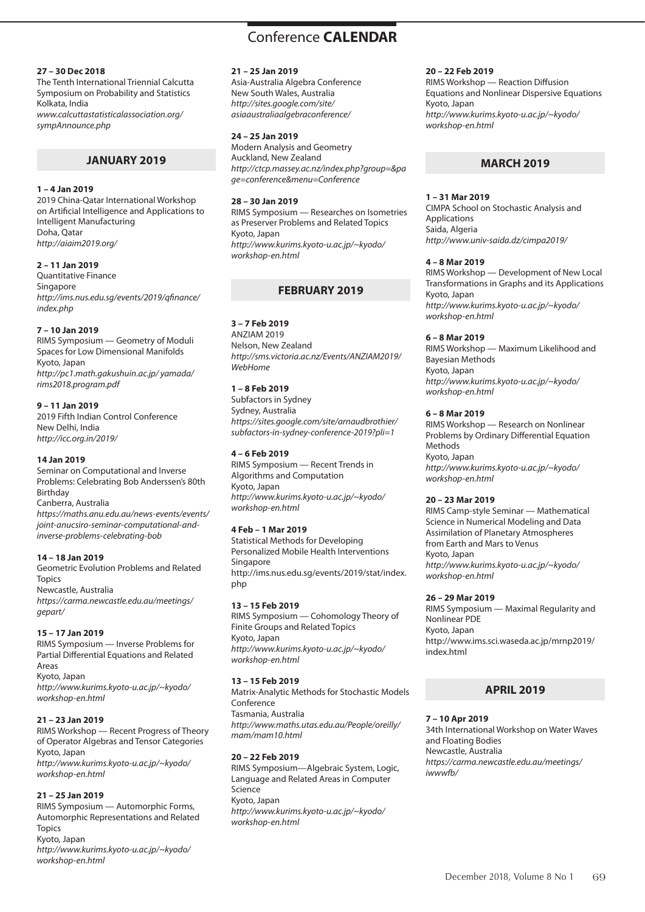# Conference **CALENDAR**

**27 – 30 Dec 2018**
The Tenth International Triennial Calcutta Symposium on Probability and Statistics
Kolkata, India
*www.calcuttastatisticalassociation.org/sympAnnounce.php*

## JANUARY 2019

**1 – 4 Jan 2019**
2019 China-Qatar International Workshop on Artificial Intelligence and Applications to Intelligent Manufacturing
Doha, Qatar
*http://aiaim2019.org/*

**2 – 11 Jan 2019**
Quantitative Finance
Singapore
*http://ims.nus.edu.sg/events/2019/qfinance/index.php*

**7 – 10 Jan 2019**
RIMS Symposium — Geometry of Moduli Spaces for Low Dimensional Manifolds
Kyoto, Japan
*http://pc1.math.gakushuin.ac.jp/ yamada/rims2018.program.pdf*

**9 – 11 Jan 2019**
2019 Fifth Indian Control Conference
New Delhi, India
*http://icc.org.in/2019/*

**14 Jan 2019**
Seminar on Computational and Inverse Problems: Celebrating Bob Anderssen's 80th Birthday
Canberra, Australia
*https://maths.anu.edu.au/news-events/events/joint-anucsiro-seminar-computational-and-inverse-problems-celebrating-bob*

**14 – 18 Jan 2019**
Geometric Evolution Problems and Related Topics
Newcastle, Australia
*https://carma.newcastle.edu.au/meetings/gepart/*

**15 – 17 Jan 2019**
RIMS Symposium — Inverse Problems for Partial Differential Equations and Related Areas
Kyoto, Japan
*http://www.kurims.kyoto-u.ac.jp/~kyodo/workshop-en.html*

**21 – 23 Jan 2019**
RIMS Workshop — Recent Progress of Theory of Operator Algebras and Tensor Categories
Kyoto, Japan
*http://www.kurims.kyoto-u.ac.jp/~kyodo/workshop-en.html*

**21 – 25 Jan 2019**
RIMS Symposium — Automorphic Forms, Automorphic Representations and Related Topics
Kyoto, Japan
*http://www.kurims.kyoto-u.ac.jp/~kyodo/workshop-en.html*

**21 – 25 Jan 2019**
Asia-Australia Algebra Conference
New South Wales, Australia
*http://sites.google.com/site/asiaaustraliaalgebraconference/*

**24 – 25 Jan 2019**
Modern Analysis and Geometry
Auckland, New Zealand
*http://ctcp.massey.ac.nz/index.php?group=&page=conference&menu=Conference*

**28 – 30 Jan 2019**
RIMS Symposium — Researches on Isometries as Preserver Problems and Related Topics
Kyoto, Japan
*http://www.kurims.kyoto-u.ac.jp/~kyodo/workshop-en.html*

## FEBRUARY 2019

**3 – 7 Feb 2019**
ANZIAM 2019
Nelson, New Zealand
*http://sms.victoria.ac.nz/Events/ANZIAM2019/WebHome*

**1 – 8 Feb 2019**
Subfactors in Sydney
Sydney, Australia
*https://sites.google.com/site/arnaudbrothier/subfactors-in-sydney-conference-2019?pli=1*

**4 – 6 Feb 2019**
RIMS Symposium — Recent Trends in Algorithms and Computation
Kyoto, Japan
*http://www.kurims.kyoto-u.ac.jp/~kyodo/workshop-en.html*

**4 Feb – 1 Mar 2019**
Statistical Methods for Developing Personalized Mobile Health Interventions
Singapore
http://ims.nus.edu.sg/events/2019/stat/index.php

**13 – 15 Feb 2019**
RIMS Symposium — Cohomology Theory of Finite Groups and Related Topics
Kyoto, Japan
*http://www.kurims.kyoto-u.ac.jp/~kyodo/workshop-en.html*

**13 – 15 Feb 2019**
Matrix-Analytic Methods for Stochastic Models Conference
Tasmania, Australia
*http://www.maths.utas.edu.au/People/oreilly/mam/mam10.html*

**20 – 22 Feb 2019**
RIMS Symposium—Algebraic System, Logic, Language and Related Areas in Computer Science
Kyoto, Japan
*http://www.kurims.kyoto-u.ac.jp/~kyodo/workshop-en.html*

**20 – 22 Feb 2019**
RIMS Workshop — Reaction Diffusion Equations and Nonlinear Dispersive Equations
Kyoto, Japan
*http://www.kurims.kyoto-u.ac.jp/~kyodo/workshop-en.html*

## MARCH 2019

**1 – 31 Mar 2019**
CIMPA School on Stochastic Analysis and Applications
Saida, Algeria
*http://www.univ-saida.dz/cimpa2019/*

**4 – 8 Mar 2019**
RIMS Workshop — Development of New Local Transformations in Graphs and its Applications
Kyoto, Japan
*http://www.kurims.kyoto-u.ac.jp/~kyodo/workshop-en.html*

**6 – 8 Mar 2019**
RIMS Workshop — Maximum Likelihood and Bayesian Methods
Kyoto, Japan
*http://www.kurims.kyoto-u.ac.jp/~kyodo/workshop-en.html*

**6 – 8 Mar 2019**
RIMS Workshop — Research on Nonlinear Problems by Ordinary Differential Equation Methods
Kyoto, Japan
*http://www.kurims.kyoto-u.ac.jp/~kyodo/workshop-en.html*

**20 – 23 Mar 2019**
RIMS Camp-style Seminar — Mathematical Science in Numerical Modeling and Data Assimilation of Planetary Atmospheres from Earth and Mars to Venus
Kyoto, Japan
*http://www.kurims.kyoto-u.ac.jp/~kyodo/workshop-en.html*

**26 – 29 Mar 2019**
RIMS Symposium — Maximal Regularity and Nonlinear PDE
Kyoto, Japan
http://www.ims.sci.waseda.ac.jp/mrnp2019/index.html

## APRIL 2019

**7 – 10 Apr 2019**
34th International Workshop on Water Waves and Floating Bodies
Newcastle, Australia
*https://carma.newcastle.edu.au/meetings/iwwwfb/*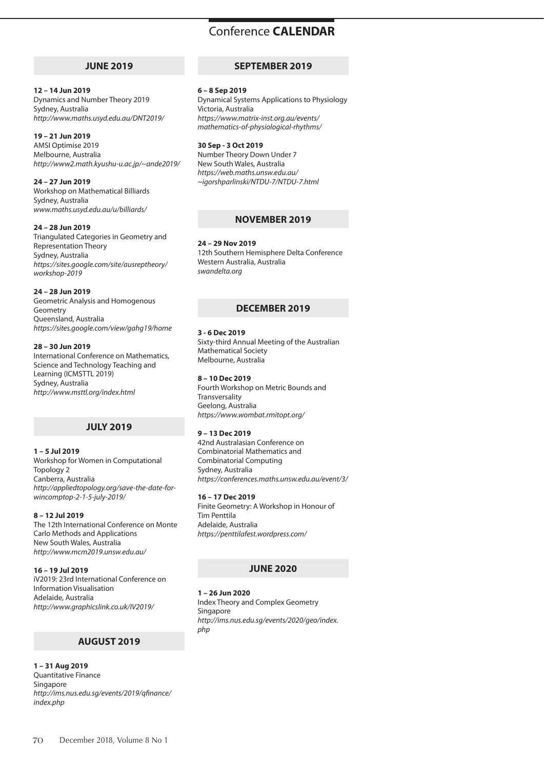# Conference **CALENDAR**

## JUNE 2019

**12 – 14 Jun 2019**
Dynamics and Number Theory 2019
Sydney, Australia
*http://www.maths.usyd.edu.au/DNT2019/*

**19 – 21 Jun 2019**
AMSI Optimise 2019
Melbourne, Australia
*http://www2.math.kyushu-u.ac.jp/~ande2019/*

**24 – 27 Jun 2019**
Workshop on Mathematical Billiards
Sydney, Australia
*www.maths.usyd.edu.au/u/billiards/*

**24 – 28 Jun 2019**
Triangulated Categories in Geometry and Representation Theory
Sydney, Australia
*https://sites.google.com/site/ausreptheory/workshop-2019*

**24 – 28 Jun 2019**
Geometric Analysis and Homogenous Geometry
Queensland, Australia
*https://sites.google.com/view/gahg19/home*

**28 – 30 Jun 2019**
International Conference on Mathematics, Science and Technology Teaching and Learning (ICMSTTL 2019)
Sydney, Australia
*http://www.msttl.org/index.html*

## JULY 2019

**1 – 5 Jul 2019**
Workshop for Women in Computational Topology 2
Canberra, Australia
*http://appliedtopology.org/save-the-date-for-wincomptop-2-1-5-july-2019/*

**8 – 12 Jul 2019**
The 12th International Conference on Monte Carlo Methods and Applications
New South Wales, Australia
*http://www.mcm2019.unsw.edu.au/*

**16 – 19 Jul 2019**
iV2019: 23rd International Conference on Information Visualisation
Adelaide, Australia
*http://www.graphicslink.co.uk/IV2019/*

## AUGUST 2019

**1 – 31 Aug 2019**
Quantitative Finance
Singapore
*http://ims.nus.edu.sg/events/2019/qfinance/index.php*

## SEPTEMBER 2019

**6 – 8 Sep 2019**
Dynamical Systems Applications to Physiology
Victoria, Australia
*https://www.matrix-inst.org.au/events/mathematics-of-physiological-rhythms/*

**30 Sep - 3 Oct 2019**
Number Theory Down Under 7
New South Wales, Australia
*https://web.maths.unsw.edu.au/~igorshparlinski/NTDU-7/NTDU-7.html*

## NOVEMBER 2019

**24 – 29 Nov 2019**
12th Southern Hemisphere Delta Conference
Western Australia, Australia
*swandelta.org*

## DECEMBER 2019

**3 - 6 Dec 2019**
Sixty-third Annual Meeting of the Australian Mathematical Society
Melbourne, Australia

**8 – 10 Dec 2019**
Fourth Workshop on Metric Bounds and Transversality
Geelong, Australia
*https://www.wombat.rmitopt.org/*

**9 – 13 Dec 2019**
42nd Australasian Conference on Combinatorial Mathematics and Combinatorial Computing
Sydney, Australia
*https://conferences.maths.unsw.edu.au/event/3/*

**16 – 17 Dec 2019**
Finite Geometry: A Workshop in Honour of Tim Penttila
Adelaide, Australia
*https://penttilafest.wordpress.com/*

## JUNE 2020

**1 – 26 Jun 2020**
Index Theory and Complex Geometry
Singapore
*http://ims.nus.edu.sg/events/2020/geo/index.php*